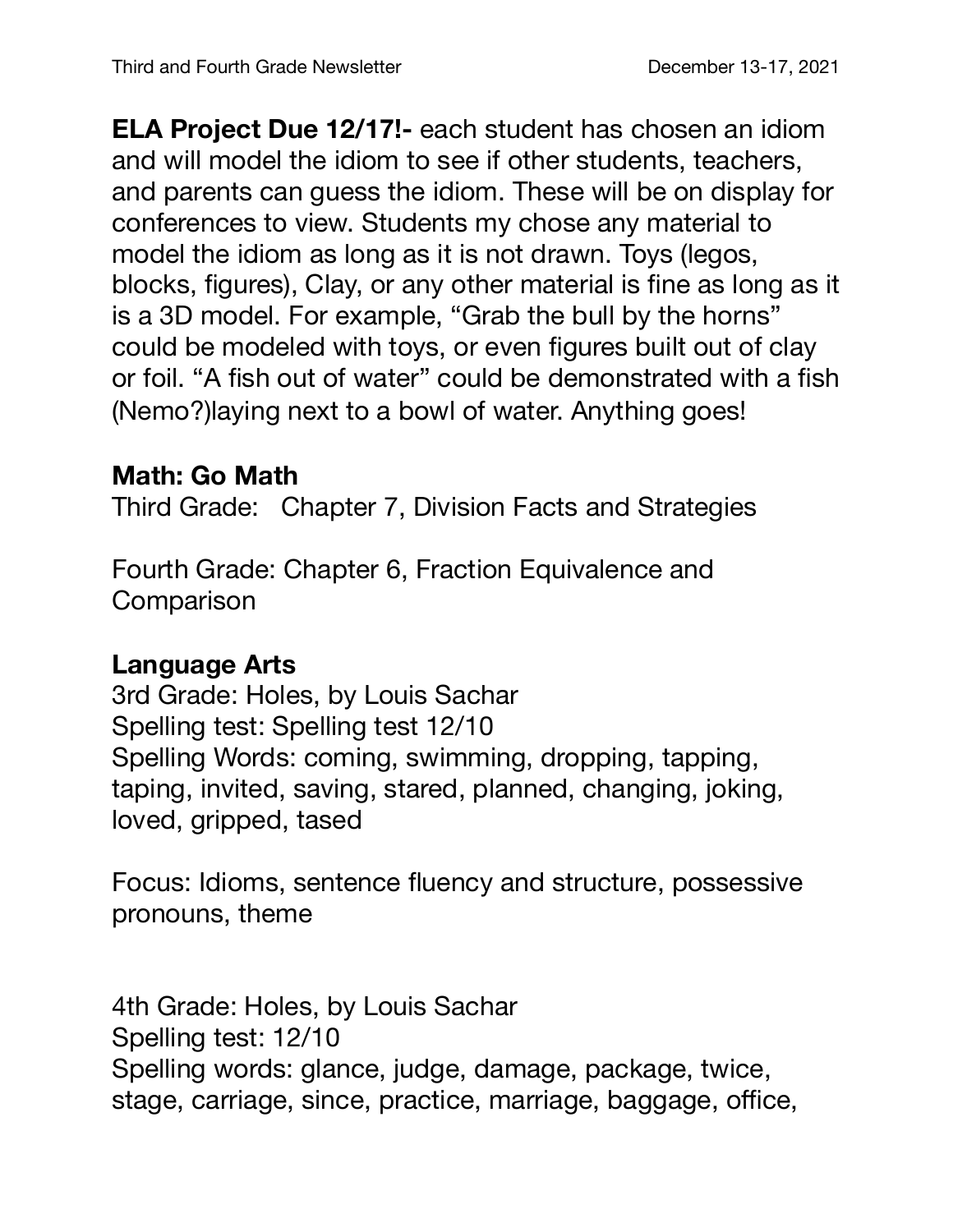**ELA Project Due 12/17!-** each student has chosen an idiom and will model the idiom to see if other students, teachers, and parents can guess the idiom. These will be on display for conferences to view. Students my chose any material to model the idiom as long as it is not drawn. Toys (legos, blocks, figures), Clay, or any other material is fine as long as it is a 3D model. For example, “Grab the bull by the horns” could be modeled with toys, or even figures built out of clay or foil. “A fish out of water” could be demonstrated with a fish (Nemo?)laying next to a bowl of water. Anything goes!

**Math: Go Math**
Third Grade: Chapter 7, Division Facts and Strategies

Fourth Grade: Chapter 6, Fraction Equivalence and Comparison

**Language Arts**
3rd Grade: Holes, by Louis Sachar
Spelling test: Spelling test 12/10
Spelling Words: coming, swimming, dropping, tapping, taping, invited, saving, stared, planned, changing, joking, loved, gripped, tased

Focus: Idioms, sentence fluency and structure, possessive pronouns, theme

4th Grade: Holes, by Louis Sachar
Spelling test: 12/10
Spelling words: glance, judge, damage, package, twice, stage, carriage, since, practice, marriage, baggage, office,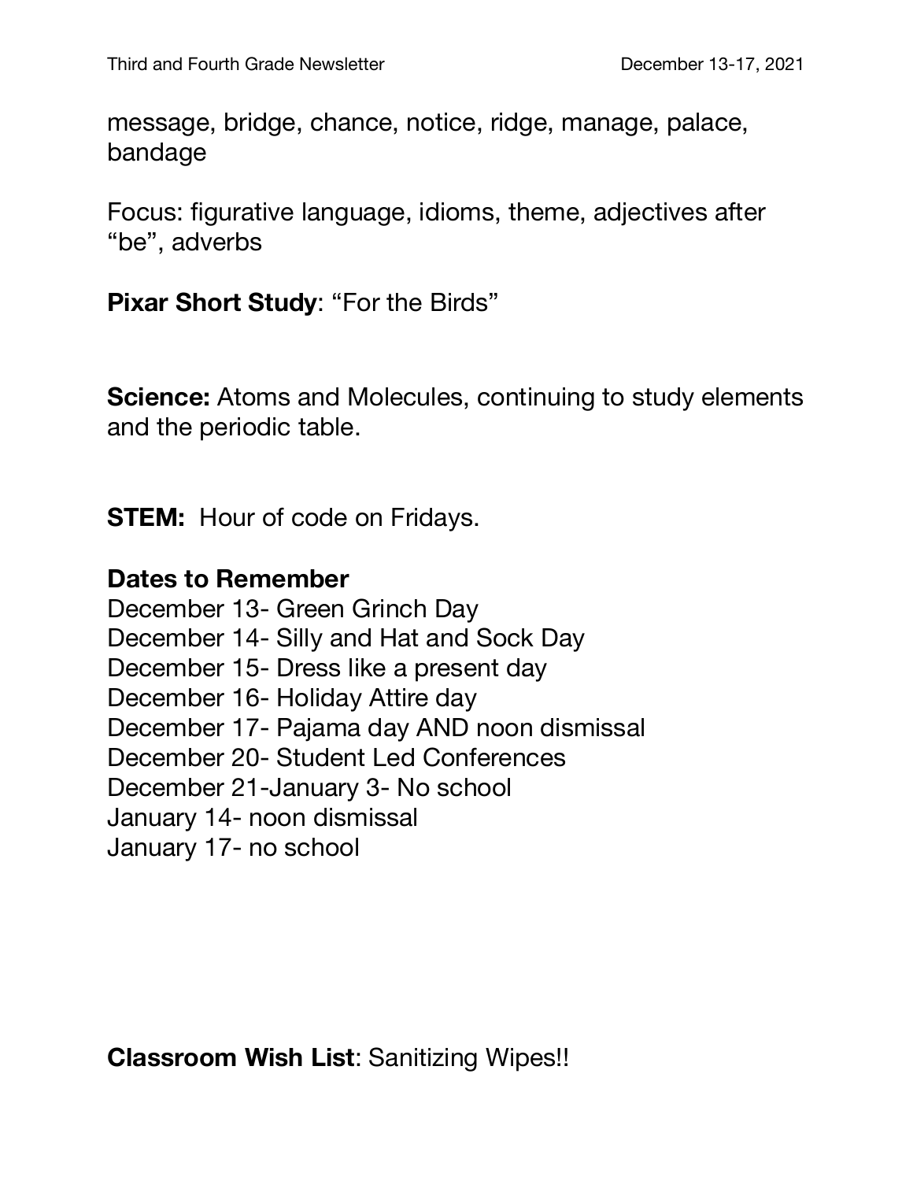message, bridge, chance, notice, ridge, manage, palace, bandage

Focus: figurative language, idioms, theme, adjectives after "be", adverbs

**Pixar Short Study**: "For the Birds"

**Science:** Atoms and Molecules, continuing to study elements and the periodic table.

**STEM:** Hour of code on Fridays.

**Dates to Remember**

December 13- Green Grinch Day
December 14- Silly and Hat and Sock Day
December 15- Dress like a present day
December 16- Holiday Attire day
December 17- Pajama day AND noon dismissal
December 20- Student Led Conferences
December 21-January 3- No school
January 14- noon dismissal
January 17- no school

**Classroom Wish List**: Sanitizing Wipes!!